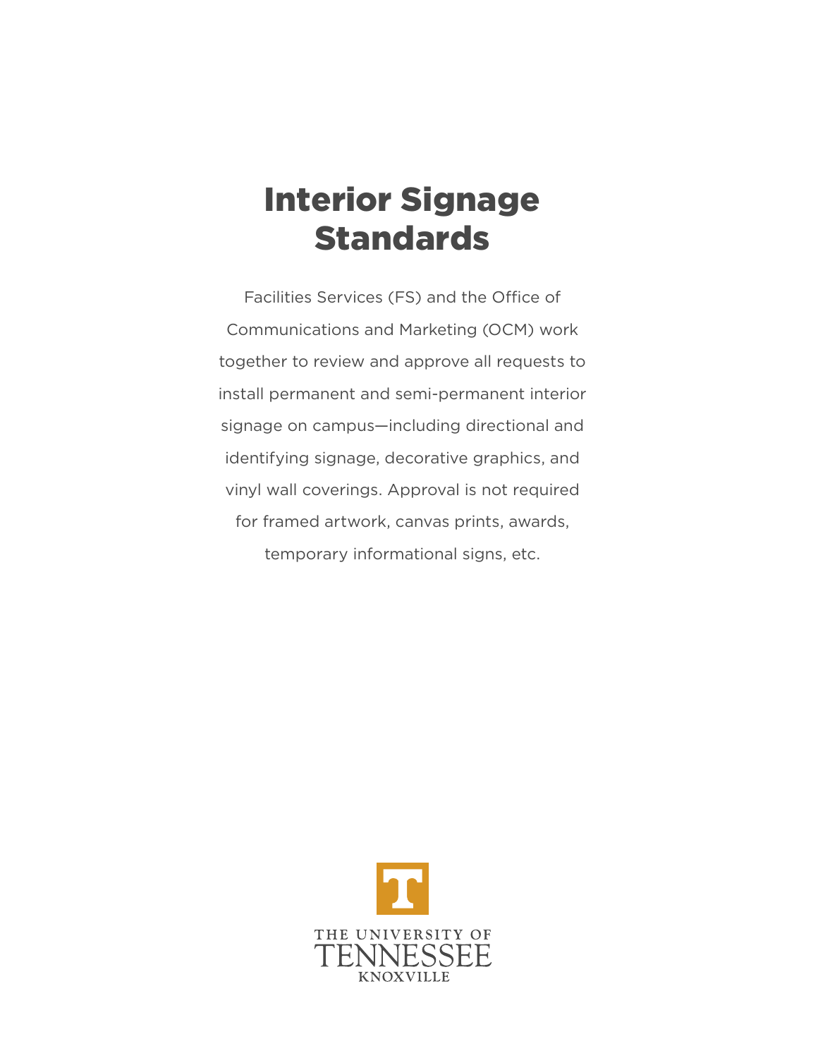# Interior Signage Standards

Facilities Services (FS) and the Office of Communications and Marketing (OCM) work together to review and approve all requests to install permanent and semi-permanent interior signage on campus—including directional and identifying signage, decorative graphics, and vinyl wall coverings. Approval is not required for framed artwork, canvas prints, awards, temporary informational signs, etc.

THE UNIVERSITY OF TENNESSEE KNOXVILLE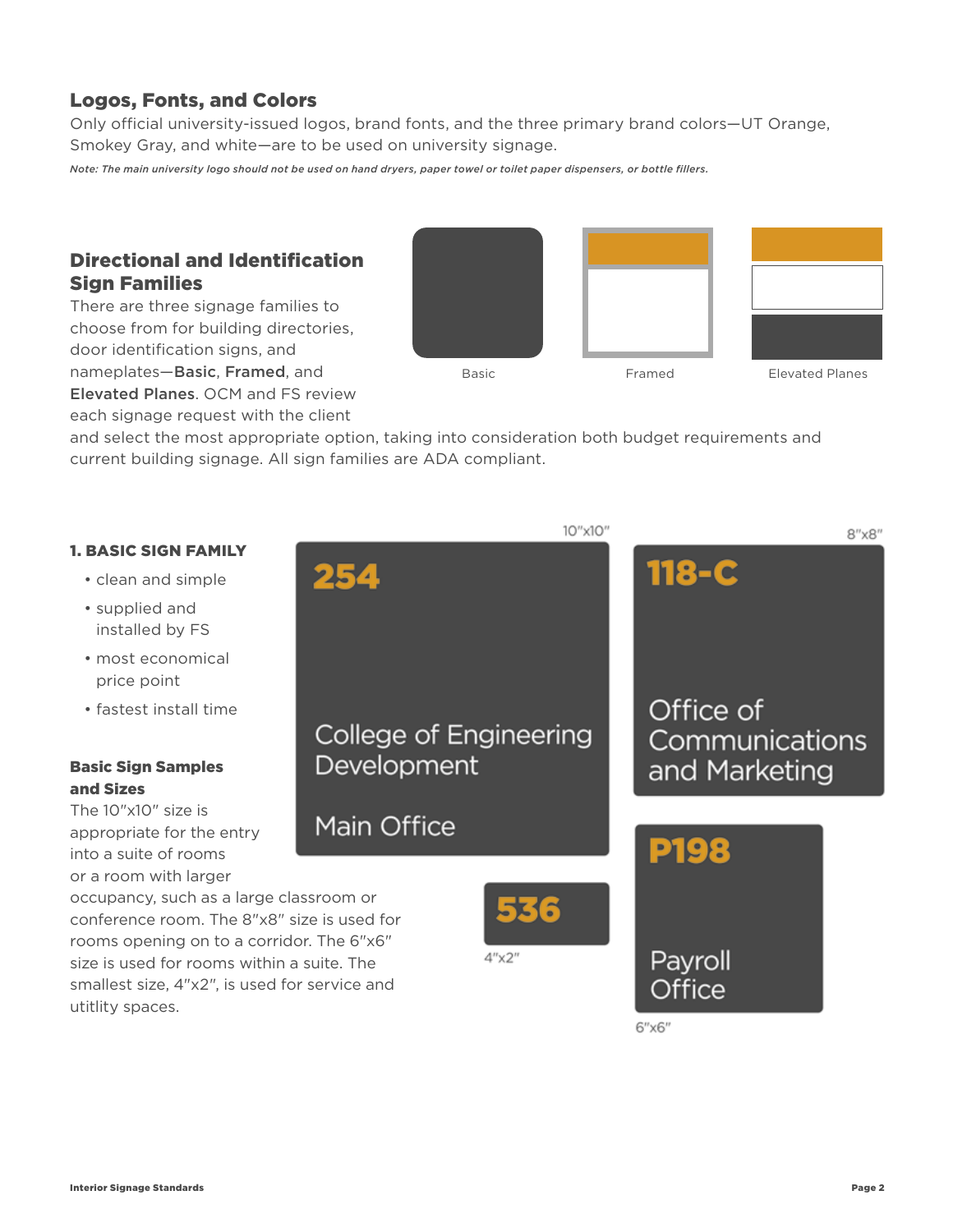## Logos, Fonts, and Colors

Only official university-issued logos, brand fonts, and the three primary brand colors—UT Orange, Smokey Gray, and white—are to be used on university signage.

*Note: The main university logo should not be used on hand dryers, paper towel or toilet paper dispensers, or bottle fillers.*

## Directional and Identification Sign Families

There are three signage families to choose from for building directories, door identification signs, and nameplates—**Basic**, **Framed**, and **Elevated Planes**. OCM and FS review each signage request with the client and select the most appropriate option, taking into consideration both budget requirements and current building signage. All sign families are ADA compliant.

Basic

Framed

Elevated Planes

### 1. BASIC SIGN FAMILY

- clean and simple
- supplied and installed by FS
- most economical price point
- fastest install time

### Basic Sign Samples and Sizes

The 10"x10" size is appropriate for the entry into a suite of rooms or a room with larger occupancy, such as a large classroom or conference room. The 8"x8" size is used for rooms opening on to a corridor. The 6"x6" size is used for rooms within a suite. The smallest size, 4"x2", is used for service and utitlity spaces.

10"x10"

254

College of Engineering Development

Main Office

8"x8"

118-C

Office of Communications and Marketing

536

4"x2"

P198

Payroll Office

6"x6"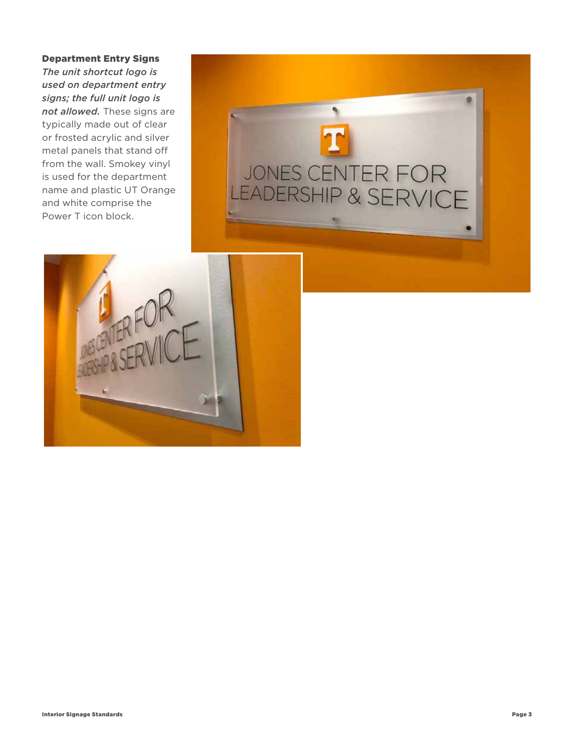### Department Entry Signs

*The unit shortcut logo is used on department entry signs; the full unit logo is not allowed.* These signs are typically made out of clear or frosted acrylic and silver metal panels that stand off from the wall. Smokey vinyl is used for the department name and plastic UT Orange and white comprise the Power T icon block.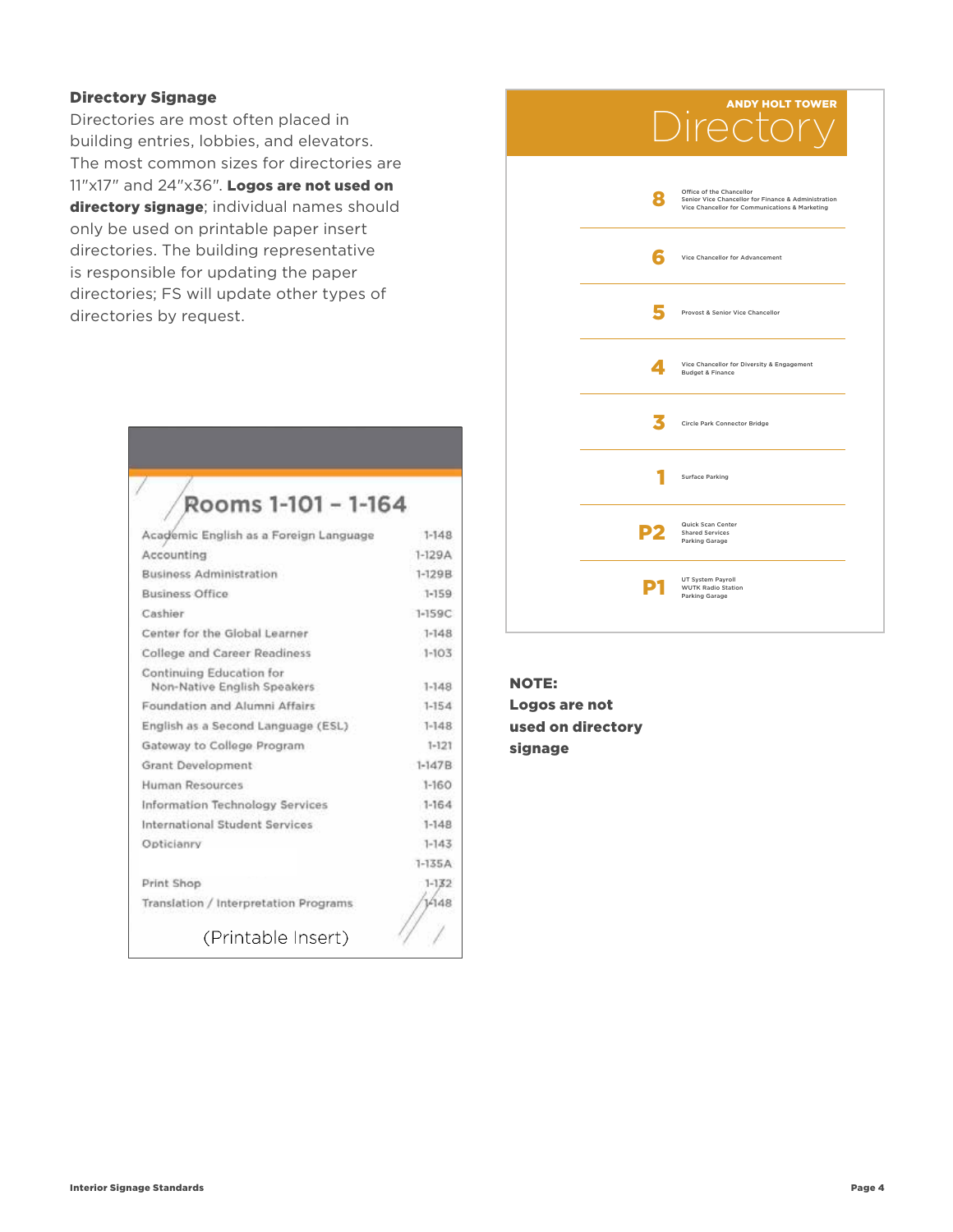### Directory Signage

Directories are most often placed in building entries, lobbies, and elevators. The most common sizes for directories are 11"x17" and 24"x36". **Logos are not used on directory signage**; individual names should only be used on printable paper insert directories. The building representative is responsible for updating the paper directories; FS will update other types of directories by request.

**Rooms 1-101 – 1-164**

| | |
|---|---|
| Academic English as a Foreign Language | 1-148 |
| Accounting | 1-129A |
| Business Administration | 1-129B |
| Business Office | 1-159 |
| Cashier | 1-159C |
| Center for the Global Learner | 1-148 |
| College and Career Readiness | 1-103 |
| Continuing Education for Non-Native English Speakers | 1-148 |
| Foundation and Alumni Affairs | 1-154 |
| English as a Second Language (ESL) | 1-148 |
| Gateway to College Program | 1-121 |
| Grant Development | 1-147B |
| Human Resources | 1-160 |
| Information Technology Services | 1-164 |
| International Student Services | 1-148 |
| Opticianry | 1-143 |
| | 1-135A |
| Print Shop | 1-132 |
| Translation / Interpretation Programs | 1-148 |

(Printable Insert)

**ANDY HOLT TOWER**

**Directory**

| | |
|---|---|
| 8 | Office of the Chancellor<br>Senior Vice Chancellor for Finance & Administration<br>Vice Chancellor for Communications & Marketing |
| 6 | Vice Chancellor for Advancement |
| 5 | Provost & Senior Vice Chancellor |
| 4 | Vice Chancellor for Diversity & Engagement<br>Budget & Finance |
| 3 | Circle Park Connector Bridge |
| 1 | Surface Parking |
| P2 | Quick Scan Center<br>Shared Services<br>Parking Garage |
| P1 | UT System Payroll<br>WUTK Radio Station<br>Parking Garage |

**NOTE: Logos are not used on directory signage**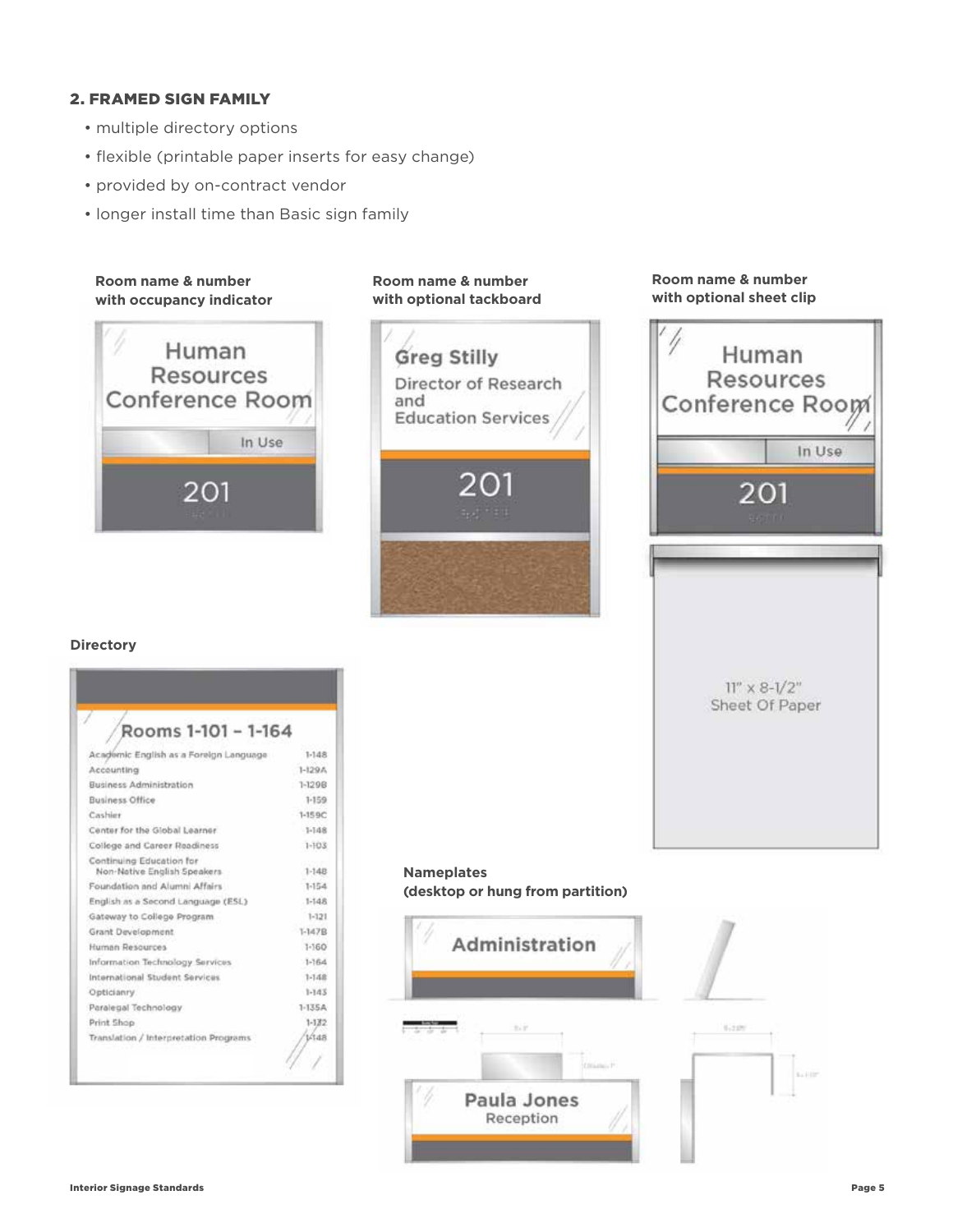## 2. FRAMED SIGN FAMILY

- multiple directory options
- flexible (printable paper inserts for easy change)
- provided by on-contract vendor
- longer install time than Basic sign family

**Room name & number with occupancy indicator**

Human Resources Conference Room

In Use

201

**Room name & number with optional tackboard**

Greg Stilly

Director of Research and Education Services

201

**Room name & number with optional sheet clip**

Human Resources Conference Room

In Use

201

11" x 8-1/2" Sheet Of Paper

**Directory**

Rooms 1-101 – 1-164

| | |
|---|---|
| Academic English as a Foreign Language | 1-148 |
| Accounting | 1-129A |
| Business Administration | 1-129B |
| Business Office | 1-159 |
| Cashier | 1-159C |
| Center for the Global Learner | 1-148 |
| College and Career Readiness | 1-103 |
| Continuing Education for Non-Native English Speakers | 1-148 |
| Foundation and Alumni Affairs | 1-154 |
| English as a Second Language (ESL) | 1-148 |
| Gateway to College Program | 1-121 |
| Grant Development | 1-147B |
| Human Resources | 1-160 |
| Information Technology Services | 1-164 |
| International Student Services | 1-148 |
| Opticianry | 1-143 |
| Paralegal Technology | 1-135A |
| Print Shop | 1-132 |
| Translation / Interpretation Programs | 1-148 |

**Nameplates (desktop or hung from partition)**

Administration

Paula Jones

Reception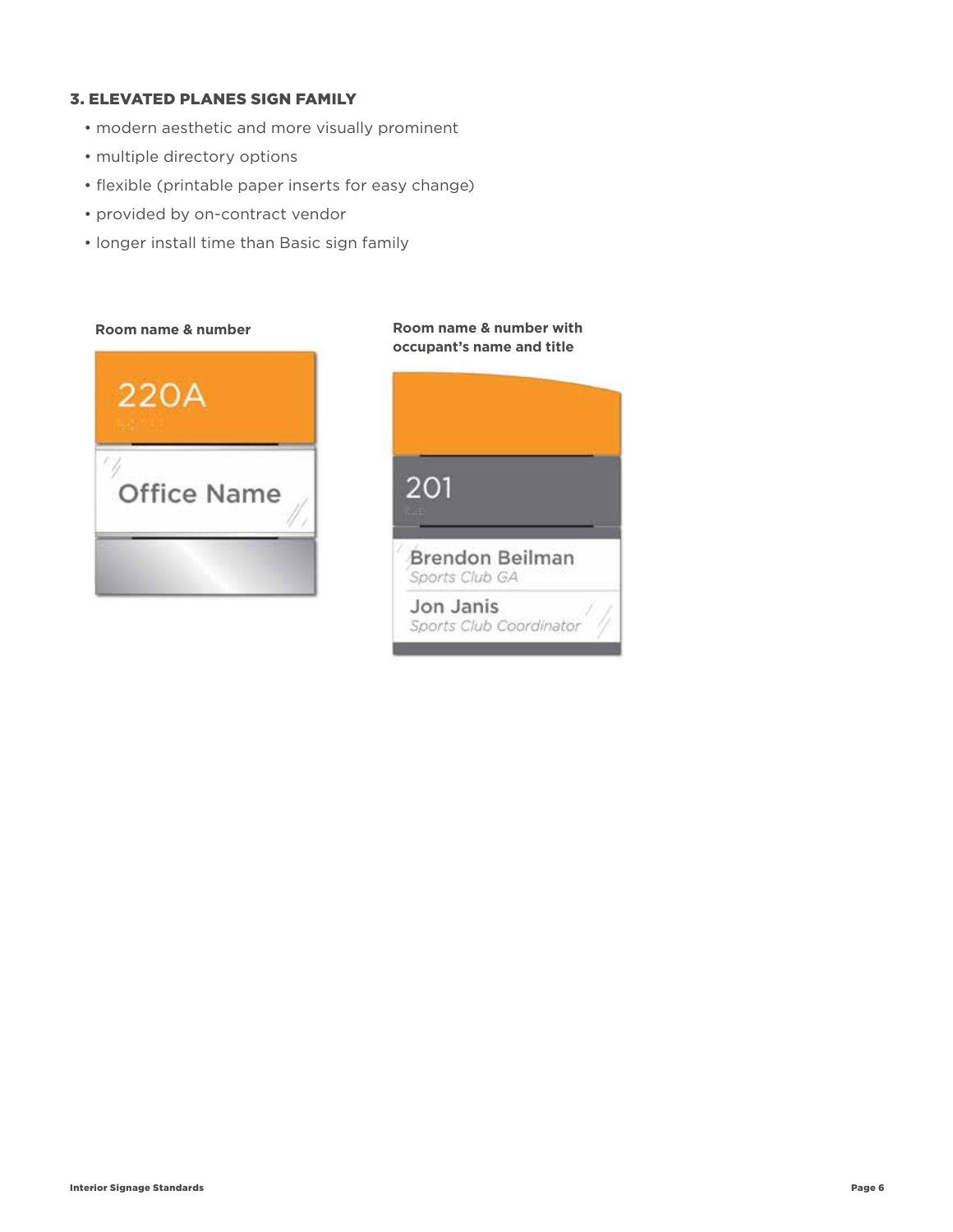### 3. ELEVATED PLANES SIGN FAMILY

- modern aesthetic and more visually prominent
- multiple directory options
- flexible (printable paper inserts for easy change)
- provided by on-contract vendor
- longer install time than Basic sign family

**Room name & number**

**Room name & number with occupant's name and title**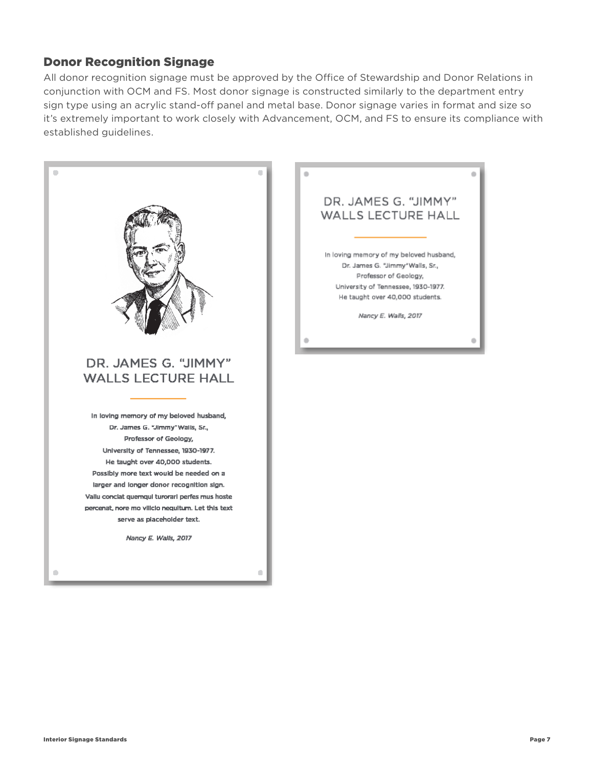## Donor Recognition Signage

All donor recognition signage must be approved by the Office of Stewardship and Donor Relations in conjunction with OCM and FS. Most donor signage is constructed similarly to the department entry sign type using an acrylic stand-off panel and metal base. Donor signage varies in format and size so it's extremely important to work closely with Advancement, OCM, and FS to ensure its compliance with established guidelines.

DR. JAMES G. "JIMMY" WALLS LECTURE HALL

In loving memory of my beloved husband,
Dr. James G. "Jimmy" Walls, Sr.,
Professor of Geology,
University of Tennessee, 1930-1977.
He taught over 40,000 students.
Possibly more text would be needed on a larger and longer donor recognition sign.
Vallu conciat quemqui turorari perfes mus hoste percenat, nore mo viliclo nequitum. Let this text serve as placeholder text.

*Nancy E. Walls, 2017*

DR. JAMES G. "JIMMY" WALLS LECTURE HALL

In loving memory of my beloved husband,
Dr. James G. "Jimmy" Walls, Sr.,
Professor of Geology,
University of Tennessee, 1930-1977.
He taught over 40,000 students.

*Nancy E. Walls, 2017*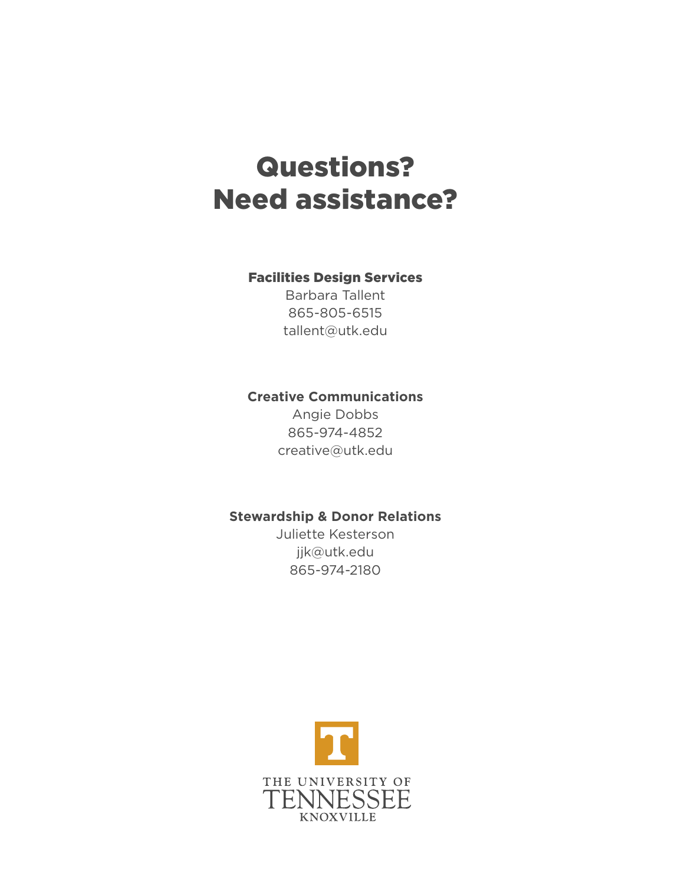# Questions?
# Need assistance?

**Facilities Design Services**
Barbara Tallent
865-805-6515
tallent@utk.edu

**Creative Communications**
Angie Dobbs
865-974-4852
creative@utk.edu

**Stewardship & Donor Relations**
Juliette Kesterson
jjk@utk.edu
865-974-2180

THE UNIVERSITY OF
TENNESSEE
KNOXVILLE